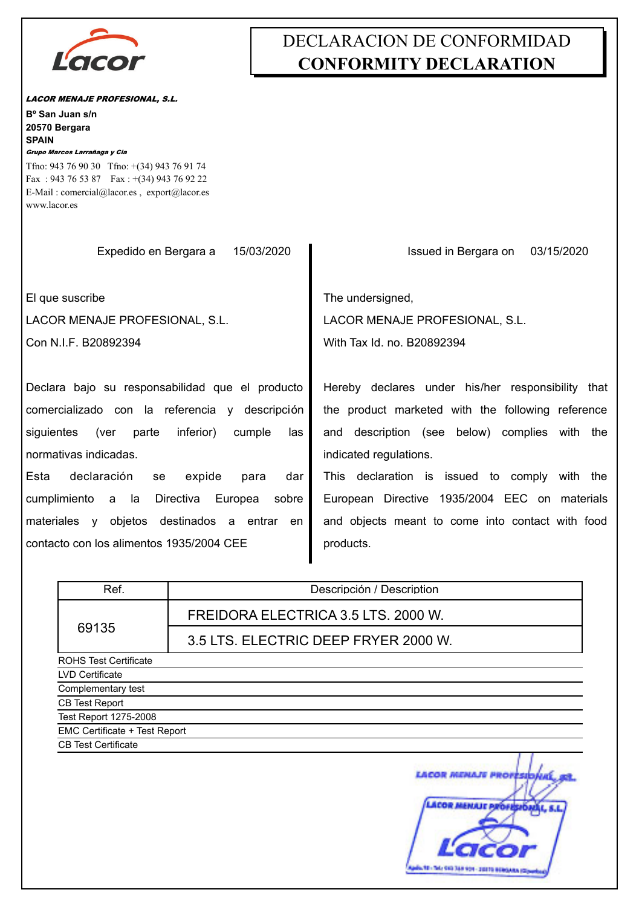# DECLARACION DE CONFORMIDAD
# CONFORMITY DECLARATION

***LACOR MENAJE PROFESIONAL, S.L.***

**Bº San Juan s/n**
**20570 Bergara**
**SPAIN**
***Grupo Marcos Larrañaga y Cia***

Tfno: 943 76 90 30 Tfno: +(34) 943 76 91 74
Fax : 943 76 53 87 Fax : +(34) 943 76 92 22
E-Mail : comercial@lacor.es , export@lacor.es
www.lacor.es

Expedido en Bergara a 15/03/2020

El que suscribe

LACOR MENAJE PROFESIONAL, S.L.

Con N.I.F. B20892394

Declara bajo su responsabilidad que el producto comercializado con la referencia y descripción siguientes (ver parte inferior) cumple las normativas indicadas.

Esta declaración se expide para dar cumplimiento a la Directiva Europea sobre materiales y objetos destinados a entrar en contacto con los alimentos 1935/2004 CEE

Issued in Bergara on 03/15/2020

The undersigned,

LACOR MENAJE PROFESIONAL, S.L.

With Tax Id. no. B20892394

Hereby declares under his/her responsibility that the product marketed with the following reference and description (see below) complies with the indicated regulations.

This declaration is issued to comply with the European Directive 1935/2004 EEC on materials and objects meant to come into contact with food products.

| Ref. | Descripción / Description |
|---|---|
| 69135 | FREIDORA ELECTRICA 3.5 LTS. 2000 W. |
| | 3.5 LTS. ELECTRIC DEEP FRYER 2000 W. |

ROHS Test Certificate
LVD Certificate
Complementary test
CB Test Report
Test Report 1275-2008
EMC Certificate + Test Report
CB Test Certificate

LACOR MENAJE PROFESIONAL, S.L.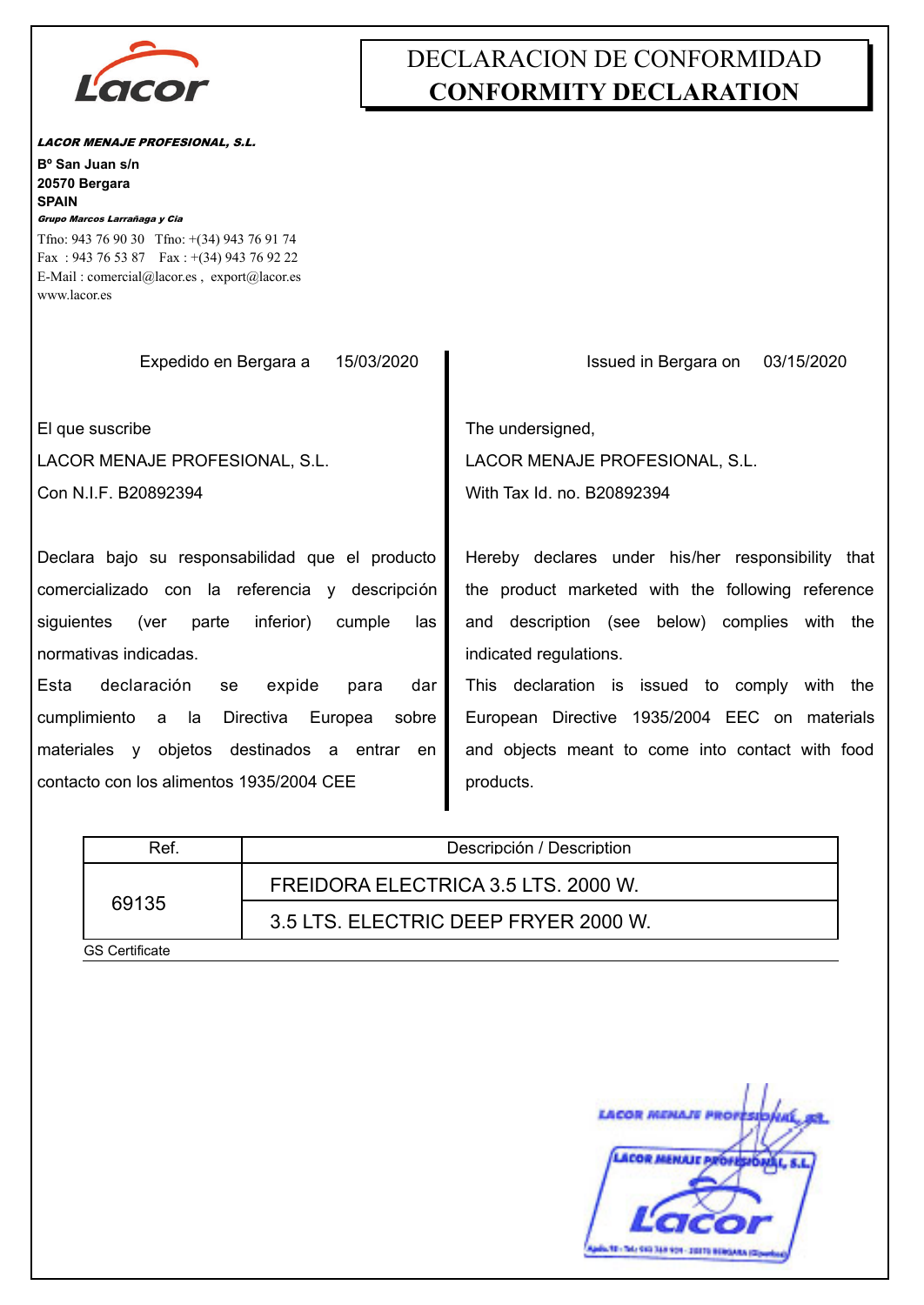Lacor

# DECLARACION DE CONFORMIDAD
# CONFORMITY DECLARATION

***LACOR MENAJE PROFESIONAL, S.L.***

**Bº San Juan s/n**
**20570 Bergara**
**SPAIN**
***Grupo Marcos Larrañaga y Cia***
Tfno: 943 76 90 30 Tfno: +(34) 943 76 91 74
Fax : 943 76 53 87 Fax : +(34) 943 76 92 22
E-Mail : comercial@lacor.es , export@lacor.es
www.lacor.es

Expedido en Bergara a 15/03/2020

El que suscribe

LACOR MENAJE PROFESIONAL, S.L.

Con N.I.F. B20892394

Declara bajo su responsabilidad que el producto comercializado con la referencia y descripción siguientes (ver parte inferior) cumple las normativas indicadas.

Esta declaración se expide para dar cumplimiento a la Directiva Europea sobre materiales y objetos destinados a entrar en contacto con los alimentos 1935/2004 CEE

Issued in Bergara on 03/15/2020

The undersigned,

LACOR MENAJE PROFESIONAL, S.L.

With Tax Id. no. B20892394

Hereby declares under his/her responsibility that the product marketed with the following reference and description (see below) complies with the indicated regulations.

This declaration is issued to comply with the European Directive 1935/2004 EEC on materials and objects meant to come into contact with food products.

| Ref. | Descripción / Description |
|---|---|
| 69135 | FREIDORA ELECTRICA 3.5 LTS. 2000 W. |
| | 3.5 LTS. ELECTRIC DEEP FRYER 2000 W. |

GS Certificate

LACOR MENAJE PROFESIONAL, S.L.